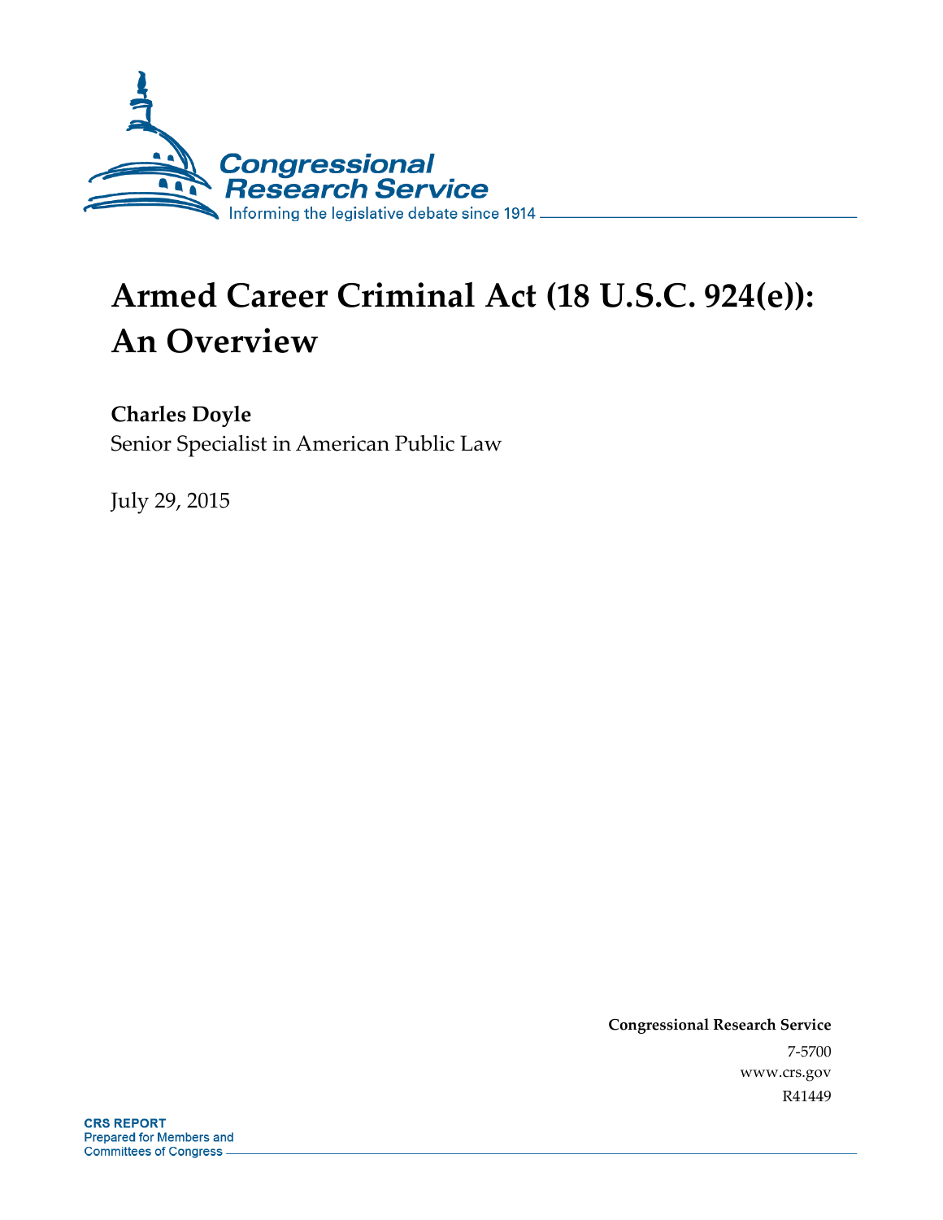Congressional Research Service

Informing the legislative debate since 1914

# Armed Career Criminal Act (18 U.S.C. 924(e)): An Overview

**Charles Doyle**
Senior Specialist in American Public Law

July 29, 2015

**Congressional Research Service**
7-5700
www.crs.gov
R41449

**CRS REPORT**
Prepared for Members and Committees of Congress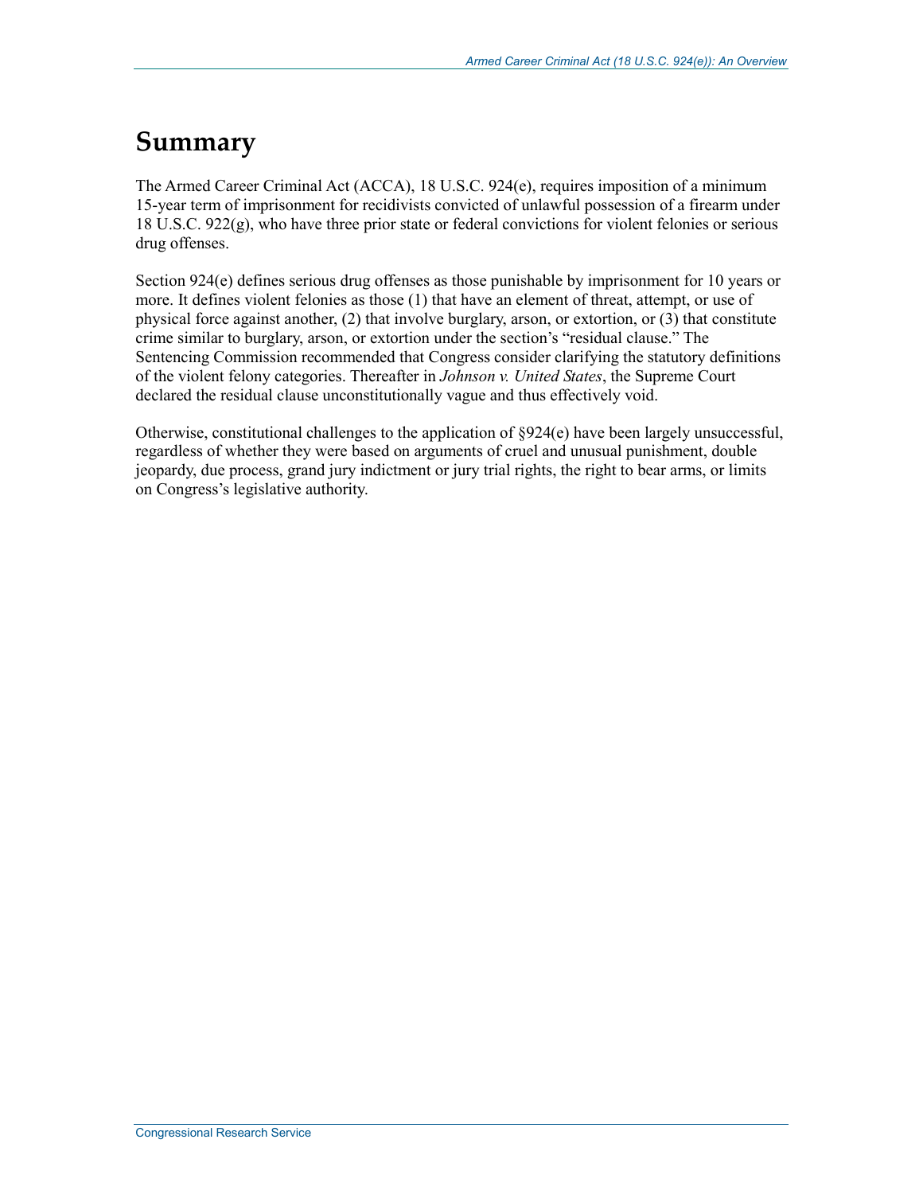# Summary

The Armed Career Criminal Act (ACCA), 18 U.S.C. 924(e), requires imposition of a minimum 15-year term of imprisonment for recidivists convicted of unlawful possession of a firearm under 18 U.S.C. 922(g), who have three prior state or federal convictions for violent felonies or serious drug offenses.

Section 924(e) defines serious drug offenses as those punishable by imprisonment for 10 years or more. It defines violent felonies as those (1) that have an element of threat, attempt, or use of physical force against another, (2) that involve burglary, arson, or extortion, or (3) that constitute crime similar to burglary, arson, or extortion under the section's "residual clause." The Sentencing Commission recommended that Congress consider clarifying the statutory definitions of the violent felony categories. Thereafter in *Johnson v. United States*, the Supreme Court declared the residual clause unconstitutionally vague and thus effectively void.

Otherwise, constitutional challenges to the application of §924(e) have been largely unsuccessful, regardless of whether they were based on arguments of cruel and unusual punishment, double jeopardy, due process, grand jury indictment or jury trial rights, the right to bear arms, or limits on Congress's legislative authority.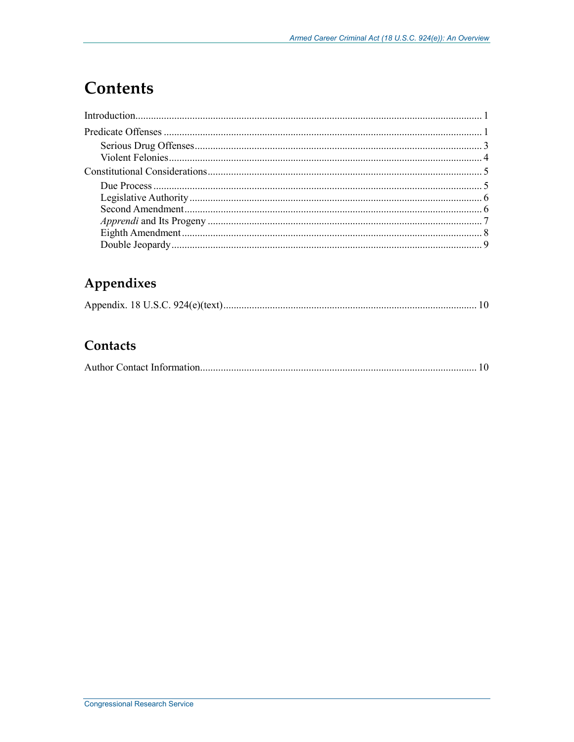# Contents

Introduction..................................................................................................................................... 1

Predicate Offenses ........................................................................................................................... 1

- Serious Drug Offenses............................................................................................................... 3
- Violent Felonies......................................................................................................................... 4

Constitutional Considerations.......................................................................................................... 5

- Due Process ............................................................................................................................... 5
- Legislative Authority ................................................................................................................. 6
- Second Amendment................................................................................................................... 6
- *Apprendi* and Its Progeny .......................................................................................................... 7
- Eighth Amendment.................................................................................................................... 8
- Double Jeopardy ........................................................................................................................ 9

## Appendixes

Appendix. 18 U.S.C. 924(e)(text).................................................................................................. 10

## Contacts

Author Contact Information........................................................................................................... 10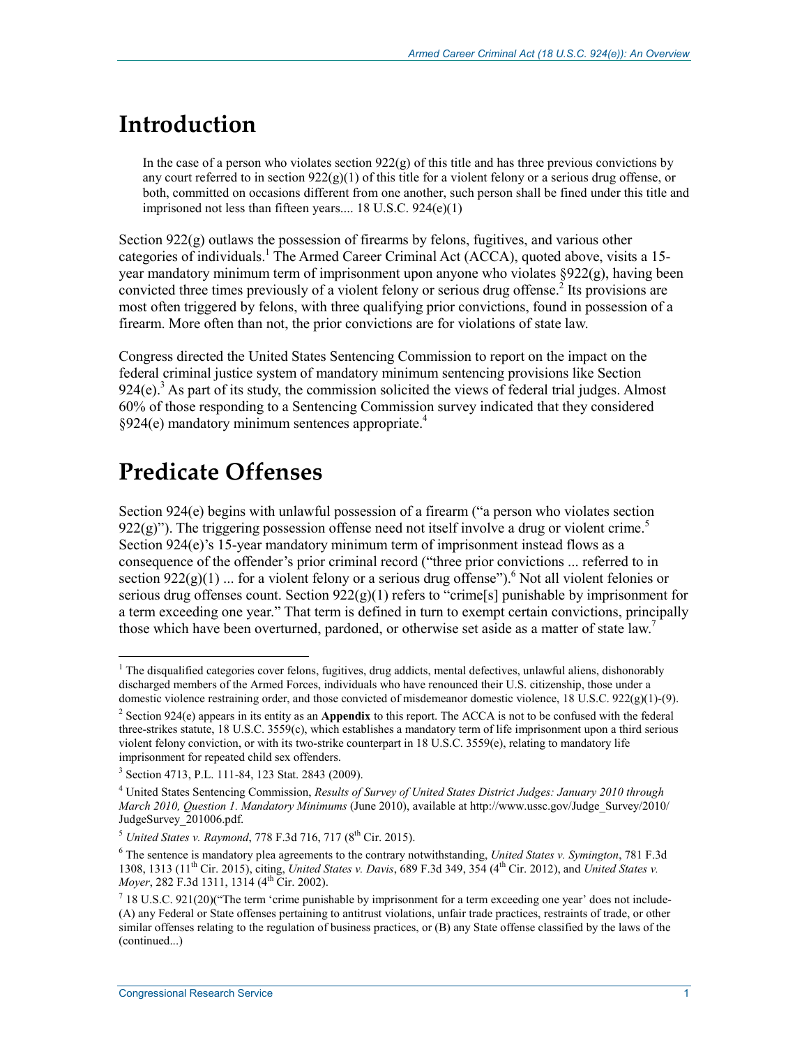# Introduction

> In the case of a person who violates section 922(g) of this title and has three previous convictions by any court referred to in section 922(g)(1) of this title for a violent felony or a serious drug offense, or both, committed on occasions different from one another, such person shall be fined under this title and imprisoned not less than fifteen years.... 18 U.S.C. 924(e)(1)

Section 922(g) outlaws the possession of firearms by felons, fugitives, and various other categories of individuals.[1] The Armed Career Criminal Act (ACCA), quoted above, visits a 15-year mandatory minimum term of imprisonment upon anyone who violates §922(g), having been convicted three times previously of a violent felony or serious drug offense.[2] Its provisions are most often triggered by felons, with three qualifying prior convictions, found in possession of a firearm. More often than not, the prior convictions are for violations of state law.

Congress directed the United States Sentencing Commission to report on the impact on the federal criminal justice system of mandatory minimum sentencing provisions like Section 924(e).[3] As part of its study, the commission solicited the views of federal trial judges. Almost 60% of those responding to a Sentencing Commission survey indicated that they considered §924(e) mandatory minimum sentences appropriate.[4]

# Predicate Offenses

Section 924(e) begins with unlawful possession of a firearm ("a person who violates section 922(g)"). The triggering possession offense need not itself involve a drug or violent crime.[5] Section 924(e)'s 15-year mandatory minimum term of imprisonment instead flows as a consequence of the offender's prior criminal record ("three prior convictions ... referred to in section 922(g)(1) ... for a violent felony or a serious drug offense").[6] Not all violent felonies or serious drug offenses count. Section 922(g)(1) refers to "crime[s] punishable by imprisonment for a term exceeding one year." That term is defined in turn to exempt certain convictions, principally those which have been overturned, pardoned, or otherwise set aside as a matter of state law.[7]

---

[1] The disqualified categories cover felons, fugitives, drug addicts, mental defectives, unlawful aliens, dishonorably discharged members of the Armed Forces, individuals who have renounced their U.S. citizenship, those under a domestic violence restraining order, and those convicted of misdemeanor domestic violence, 18 U.S.C. 922(g)(1)-(9).

[2] Section 924(e) appears in its entity as an **Appendix** to this report. The ACCA is not to be confused with the federal three-strikes statute, 18 U.S.C. 3559(c), which establishes a mandatory term of life imprisonment upon a third serious violent felony conviction, or with its two-strike counterpart in 18 U.S.C. 3559(e), relating to mandatory life imprisonment for repeated child sex offenders.

[3] Section 4713, P.L. 111-84, 123 Stat. 2843 (2009).

[4] United States Sentencing Commission, *Results of Survey of United States District Judges: January 2010 through March 2010, Question 1. Mandatory Minimums* (June 2010), available at http://www.ussc.gov/Judge_Survey/2010/JudgeSurvey_201006.pdf.

[5] *United States v. Raymond*, 778 F.3d 716, 717 (8th Cir. 2015).

[6] The sentence is mandatory plea agreements to the contrary notwithstanding, *United States v. Symington*, 781 F.3d 1308, 1313 (11th Cir. 2015), citing, *United States v. Davis*, 689 F.3d 349, 354 (4th Cir. 2012), and *United States v. Moyer*, 282 F.3d 1311, 1314 (4th Cir. 2002).

[7] 18 U.S.C. 921(20)("The term 'crime punishable by imprisonment for a term exceeding one year' does not include-(A) any Federal or State offenses pertaining to antitrust violations, unfair trade practices, restraints of trade, or other similar offenses relating to the regulation of business practices, or (B) any State offense classified by the laws of the (continued...)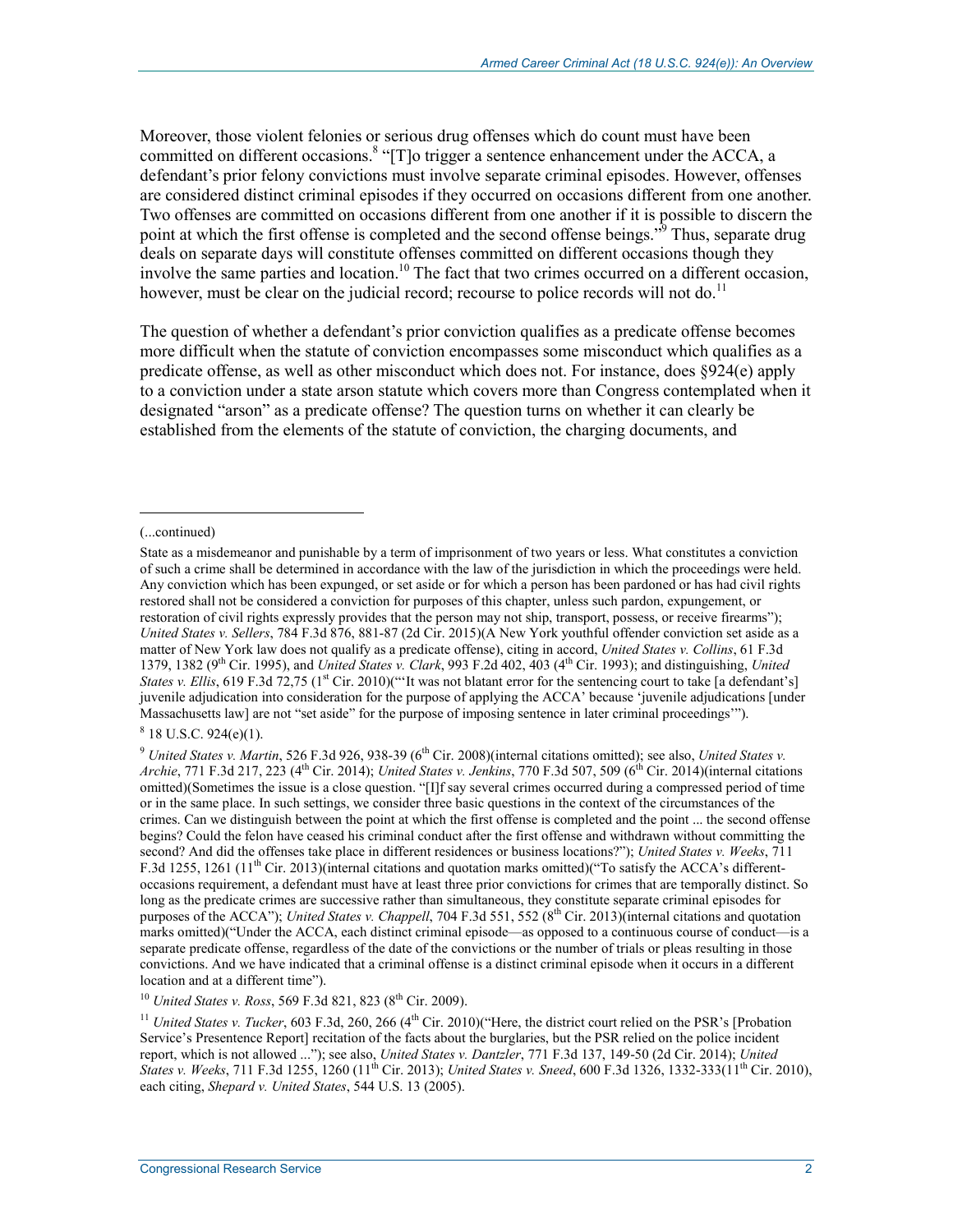Moreover, those violent felonies or serious drug offenses which do count must have been committed on different occasions.[8] "[T]o trigger a sentence enhancement under the ACCA, a defendant's prior felony convictions must involve separate criminal episodes. However, offenses are considered distinct criminal episodes if they occurred on occasions different from one another. Two offenses are committed on occasions different from one another if it is possible to discern the point at which the first offense is completed and the second offense beings."[9] Thus, separate drug deals on separate days will constitute offenses committed on different occasions though they involve the same parties and location.[10] The fact that two crimes occurred on a different occasion, however, must be clear on the judicial record; recourse to police records will not do.[11]

The question of whether a defendant's prior conviction qualifies as a predicate offense becomes more difficult when the statute of conviction encompasses some misconduct which qualifies as a predicate offense, as well as other misconduct which does not. For instance, does §924(e) apply to a conviction under a state arson statute which covers more than Congress contemplated when it designated "arson" as a predicate offense? The question turns on whether it can clearly be established from the elements of the statute of conviction, the charging documents, and

---

(...continued)

State as a misdemeanor and punishable by a term of imprisonment of two years or less. What constitutes a conviction of such a crime shall be determined in accordance with the law of the jurisdiction in which the proceedings were held. Any conviction which has been expunged, or set aside or for which a person has been pardoned or has had civil rights restored shall not be considered a conviction for purposes of this chapter, unless such pardon, expungement, or restoration of civil rights expressly provides that the person may not ship, transport, possess, or receive firearms"); *United States v. Sellers*, 784 F.3d 876, 881-87 (2d Cir. 2015)(A New York youthful offender conviction set aside as a matter of New York law does not qualify as a predicate offense), citing in accord, *United States v. Collins*, 61 F.3d 1379, 1382 (9th Cir. 1995), and *United States v. Clark*, 993 F.2d 402, 403 (4th Cir. 1993); and distinguishing, *United States v. Ellis*, 619 F.3d 72,75 (1st Cir. 2010)("'It was not blatant error for the sentencing court to take [a defendant's] juvenile adjudication into consideration for the purpose of applying the ACCA' because 'juvenile adjudications [under Massachusetts law] are not "set aside" for the purpose of imposing sentence in later criminal proceedings'").

[8] 18 U.S.C. 924(e)(1).

[9] *United States v. Martin*, 526 F.3d 926, 938-39 (6th Cir. 2008)(internal citations omitted); see also, *United States v. Archie*, 771 F.3d 217, 223 (4th Cir. 2014); *United States v. Jenkins*, 770 F.3d 507, 509 (6th Cir. 2014)(internal citations omitted)(Sometimes the issue is a close question. "[I]f say several crimes occurred during a compressed period of time or in the same place. In such settings, we consider three basic questions in the context of the circumstances of the crimes. Can we distinguish between the point at which the first offense is completed and the point ... the second offense begins? Could the felon have ceased his criminal conduct after the first offense and withdrawn without committing the second? And did the offenses take place in different residences or business locations?"); *United States v. Weeks*, 711 F.3d 1255, 1261 (11th Cir. 2013)(internal citations and quotation marks omitted)("To satisfy the ACCA's different-occasions requirement, a defendant must have at least three prior convictions for crimes that are temporally distinct. So long as the predicate crimes are successive rather than simultaneous, they constitute separate criminal episodes for purposes of the ACCA"); *United States v. Chappell*, 704 F.3d 551, 552 (8th Cir. 2013)(internal citations and quotation marks omitted)("Under the ACCA, each distinct criminal episode—as opposed to a continuous course of conduct—is a separate predicate offense, regardless of the date of the convictions or the number of trials or pleas resulting in those convictions. And we have indicated that a criminal offense is a distinct criminal episode when it occurs in a different location and at a different time").

[10] *United States v. Ross*, 569 F.3d 821, 823 (8th Cir. 2009).

[11] *United States v. Tucker*, 603 F.3d, 260, 266 (4th Cir. 2010)("Here, the district court relied on the PSR's [Probation Service's Presentence Report] recitation of the facts about the burglaries, but the PSR relied on the police incident report, which is not allowed ..."); see also, *United States v. Dantzler*, 771 F.3d 137, 149-50 (2d Cir. 2014); *United States v. Weeks*, 711 F.3d 1255, 1260 (11th Cir. 2013); *United States v. Sneed*, 600 F.3d 1326, 1332-333(11th Cir. 2010), each citing, *Shepard v. United States*, 544 U.S. 13 (2005).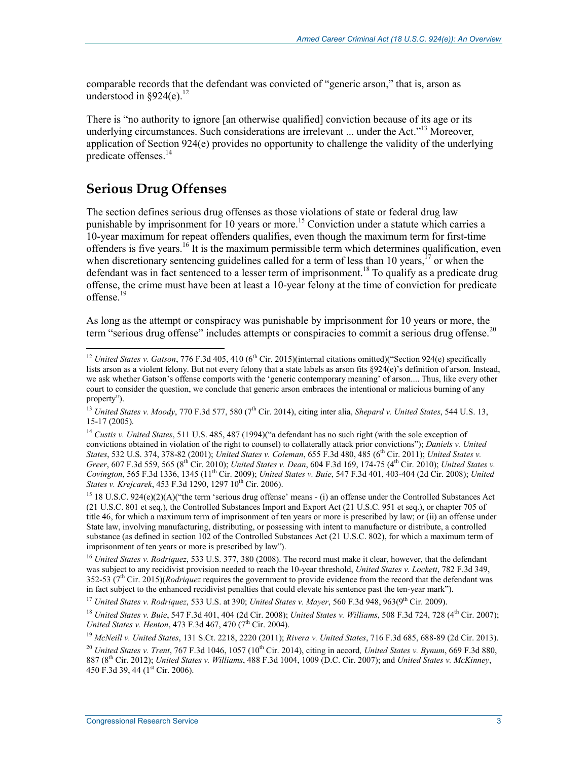comparable records that the defendant was convicted of "generic arson," that is, arson as understood in §924(e).[12]

There is "no authority to ignore [an otherwise qualified] conviction because of its age or its underlying circumstances. Such considerations are irrelevant ... under the Act."[13] Moreover, application of Section 924(e) provides no opportunity to challenge the validity of the underlying predicate offenses.[14]

## Serious Drug Offenses

The section defines serious drug offenses as those violations of state or federal drug law punishable by imprisonment for 10 years or more.[15] Conviction under a statute which carries a 10-year maximum for repeat offenders qualifies, even though the maximum term for first-time offenders is five years.[16] It is the maximum permissible term which determines qualification, even when discretionary sentencing guidelines called for a term of less than 10 years,[17] or when the defendant was in fact sentenced to a lesser term of imprisonment.[18] To qualify as a predicate drug offense, the crime must have been at least a 10-year felony at the time of conviction for predicate offense.[19]

As long as the attempt or conspiracy was punishable by imprisonment for 10 years or more, the term "serious drug offense" includes attempts or conspiracies to commit a serious drug offense.[20]

---

[12] *United States v. Gatson*, 776 F.3d 405, 410 (6th Cir. 2015)(internal citations omitted)("Section 924(e) specifically lists arson as a violent felony. But not every felony that a state labels as arson fits §924(e)'s definition of arson. Instead, we ask whether Gatson's offense comports with the 'generic contemporary meaning' of arson.... Thus, like every other court to consider the question, we conclude that generic arson embraces the intentional or malicious burning of any property").

[13] *United States v. Moody*, 770 F.3d 577, 580 (7th Cir. 2014), citing inter alia, *Shepard v. United States*, 544 U.S. 13, 15-17 (2005).

[14] *Custis v. United States*, 511 U.S. 485, 487 (1994)("a defendant has no such right (with the sole exception of convictions obtained in violation of the right to counsel) to collaterally attack prior convictions"); *Daniels v. United States*, 532 U.S. 374, 378-82 (2001); *United States v. Coleman*, 655 F.3d 480, 485 (6th Cir. 2011); *United States v. Greer*, 607 F.3d 559, 565 (8th Cir. 2010); *United States v. Dean*, 604 F.3d 169, 174-75 (4th Cir. 2010); *United States v. Covington*, 565 F.3d 1336, 1345 (11th Cir. 2009); *United States v. Buie*, 547 F.3d 401, 403-404 (2d Cir. 2008); *United States v. Krejcarek*, 453 F.3d 1290, 1297 10th Cir. 2006).

[15] 18 U.S.C. 924(e)(2)(A)("the term 'serious drug offense' means - (i) an offense under the Controlled Substances Act (21 U.S.C. 801 et seq.), the Controlled Substances Import and Export Act (21 U.S.C. 951 et seq.), or chapter 705 of title 46, for which a maximum term of imprisonment of ten years or more is prescribed by law; or (ii) an offense under State law, involving manufacturing, distributing, or possessing with intent to manufacture or distribute, a controlled substance (as defined in section 102 of the Controlled Substances Act (21 U.S.C. 802), for which a maximum term of imprisonment of ten years or more is prescribed by law").

[16] *United States v. Rodriquez*, 533 U.S. 377, 380 (2008). The record must make it clear, however, that the defendant was subject to any recidivist provision needed to reach the 10-year threshold, *United States v. Lockett*, 782 F.3d 349, 352-53 (7th Cir. 2015)(*Rodriquez* requires the government to provide evidence from the record that the defendant was in fact subject to the enhanced recidivist penalties that could elevate his sentence past the ten-year mark").

[17] *United States v. Rodriquez*, 533 U.S. at 390; *United States v. Mayer*, 560 F.3d 948, 963(9th Cir. 2009).

[18] *United States v. Buie*, 547 F.3d 401, 404 (2d Cir. 2008); *United States v. Williams*, 508 F.3d 724, 728 (4th Cir. 2007); *United States v. Henton*, 473 F.3d 467, 470 (7th Cir. 2004).

[19] *McNeill v. United States*, 131 S.Ct. 2218, 2220 (2011); *Rivera v. United States*, 716 F.3d 685, 688-89 (2d Cir. 2013).

[20] *United States v. Trent*, 767 F.3d 1046, 1057 (10th Cir. 2014), citing in accord, *United States v. Bynum*, 669 F.3d 880, 887 (8th Cir. 2012); *United States v. Williams*, 488 F.3d 1004, 1009 (D.C. Cir. 2007); and *United States v. McKinney*, 450 F.3d 39, 44 (1st Cir. 2006).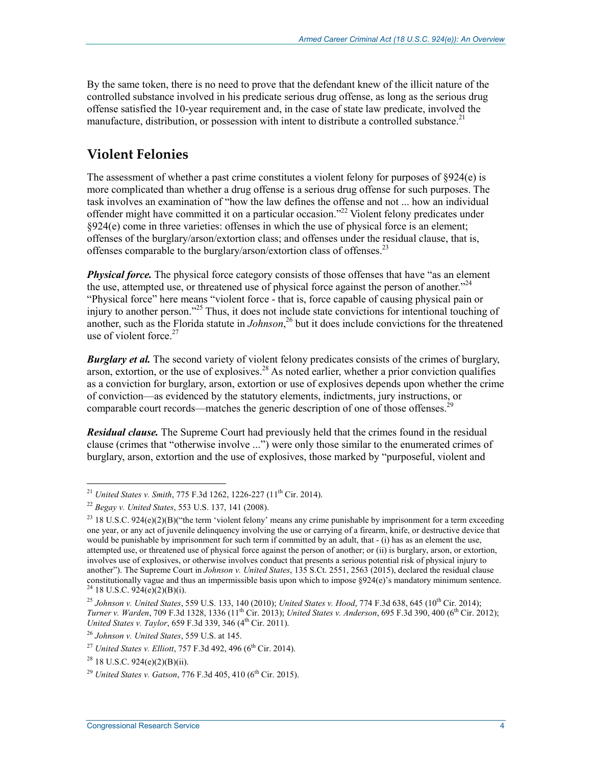By the same token, there is no need to prove that the defendant knew of the illicit nature of the controlled substance involved in his predicate serious drug offense, as long as the serious drug offense satisfied the 10-year requirement and, in the case of state law predicate, involved the manufacture, distribution, or possession with intent to distribute a controlled substance.[21]

## Violent Felonies

The assessment of whether a past crime constitutes a violent felony for purposes of §924(e) is more complicated than whether a drug offense is a serious drug offense for such purposes. The task involves an examination of "how the law defines the offense and not ... how an individual offender might have committed it on a particular occasion."[22] Violent felony predicates under §924(e) come in three varieties: offenses in which the use of physical force is an element; offenses of the burglary/arson/extortion class; and offenses under the residual clause, that is, offenses comparable to the burglary/arson/extortion class of offenses.[23]

***Physical force.*** The physical force category consists of those offenses that have "as an element the use, attempted use, or threatened use of physical force against the person of another."[24] "Physical force" here means "violent force - that is, force capable of causing physical pain or injury to another person."[25] Thus, it does not include state convictions for intentional touching of another, such as the Florida statute in *Johnson*,[26] but it does include convictions for the threatened use of violent force.[27]

***Burglary et al.*** The second variety of violent felony predicates consists of the crimes of burglary, arson, extortion, or the use of explosives.[28] As noted earlier, whether a prior conviction qualifies as a conviction for burglary, arson, extortion or use of explosives depends upon whether the crime of conviction—as evidenced by the statutory elements, indictments, jury instructions, or comparable court records—matches the generic description of one of those offenses.[29]

***Residual clause.*** The Supreme Court had previously held that the crimes found in the residual clause (crimes that "otherwise involve ...") were only those similar to the enumerated crimes of burglary, arson, extortion and the use of explosives, those marked by "purposeful, violent and

---

[21] *United States v. Smith*, 775 F.3d 1262, 1226-227 (11th Cir. 2014).

[22] *Begay v. United States*, 553 U.S. 137, 141 (2008).

[23] 18 U.S.C. 924(e)(2)(B)("the term 'violent felony' means any crime punishable by imprisonment for a term exceeding one year, or any act of juvenile delinquency involving the use or carrying of a firearm, knife, or destructive device that would be punishable by imprisonment for such term if committed by an adult, that - (i) has as an element the use, attempted use, or threatened use of physical force against the person of another; or (ii) is burglary, arson, or extortion, involves use of explosives, or otherwise involves conduct that presents a serious potential risk of physical injury to another"). The Supreme Court in *Johnson v. United States*, 135 S.Ct. 2551, 2563 (2015), declared the residual clause constitutionally vague and thus an impermissible basis upon which to impose §924(e)'s mandatory minimum sentence.

[24] 18 U.S.C. 924(e)(2)(B)(i).

[25] *Johnson v. United States*, 559 U.S. 133, 140 (2010); *United States v. Hood*, 774 F.3d 638, 645 (10th Cir. 2014); *Turner v. Warden*, 709 F.3d 1328, 1336 (11th Cir. 2013); *United States v. Anderson*, 695 F.3d 390, 400 (6th Cir. 2012); *United States v. Taylor*, 659 F.3d 339, 346 (4th Cir. 2011).

[26] *Johnson v. United States*, 559 U.S. at 145.

[27] *United States v. Elliott*, 757 F.3d 492, 496 (6th Cir. 2014).

[28] 18 U.S.C. 924(e)(2)(B)(ii).

[29] *United States v. Gatson*, 776 F.3d 405, 410 (6th Cir. 2015).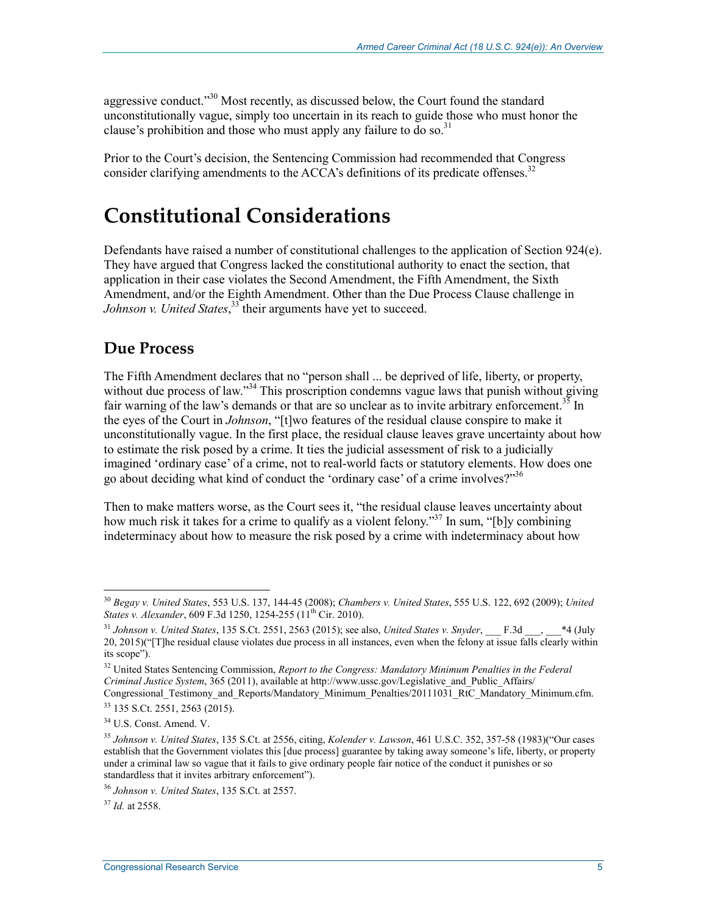aggressive conduct."[30] Most recently, as discussed below, the Court found the standard unconstitutionally vague, simply too uncertain in its reach to guide those who must honor the clause's prohibition and those who must apply any failure to do so.[31]

Prior to the Court's decision, the Sentencing Commission had recommended that Congress consider clarifying amendments to the ACCA's definitions of its predicate offenses.[32]

# Constitutional Considerations

Defendants have raised a number of constitutional challenges to the application of Section 924(e). They have argued that Congress lacked the constitutional authority to enact the section, that application in their case violates the Second Amendment, the Fifth Amendment, the Sixth Amendment, and/or the Eighth Amendment. Other than the Due Process Clause challenge in *Johnson v. United States*,[33] their arguments have yet to succeed.

## Due Process

The Fifth Amendment declares that no "person shall ... be deprived of life, liberty, or property, without due process of law."[34] This proscription condemns vague laws that punish without giving fair warning of the law's demands or that are so unclear as to invite arbitrary enforcement.[35] In the eyes of the Court in *Johnson*, "[t]wo features of the residual clause conspire to make it unconstitutionally vague. In the first place, the residual clause leaves grave uncertainty about how to estimate the risk posed by a crime. It ties the judicial assessment of risk to a judicially imagined 'ordinary case' of a crime, not to real-world facts or statutory elements. How does one go about deciding what kind of conduct the 'ordinary case' of a crime involves?"[36]

Then to make matters worse, as the Court sees it, "the residual clause leaves uncertainty about how much risk it takes for a crime to qualify as a violent felony."[37] In sum, "[b]y combining indeterminacy about how to measure the risk posed by a crime with indeterminacy about how

---

[30] *Begay v. United States*, 553 U.S. 137, 144-45 (2008); *Chambers v. United States*, 555 U.S. 122, 692 (2009); *United States v. Alexander*, 609 F.3d 1250, 1254-255 (11th Cir. 2010).

[31] *Johnson v. United States*, 135 S.Ct. 2551, 2563 (2015); see also, *United States v. Snyder*, ___ F.3d ___, ___*4 (July 20, 2015)("[T]he residual clause violates due process in all instances, even when the felony at issue falls clearly within its scope").

[32] United States Sentencing Commission, *Report to the Congress: Mandatory Minimum Penalties in the Federal Criminal Justice System*, 365 (2011), available at http://www.ussc.gov/Legislative_and_Public_Affairs/Congressional_Testimony_and_Reports/Mandatory_Minimum_Penalties/20111031_RtC_Mandatory_Minimum.cfm.

[33] 135 S.Ct. 2551, 2563 (2015).

[34] U.S. Const. Amend. V.

[35] *Johnson v. United States*, 135 S.Ct. at 2556, citing, *Kolender v. Lawson*, 461 U.S.C. 352, 357-58 (1983)("Our cases establish that the Government violates this [due process] guarantee by taking away someone's life, liberty, or property under a criminal law so vague that it fails to give ordinary people fair notice of the conduct it punishes or so standardless that it invites arbitrary enforcement").

[36] *Johnson v. United States*, 135 S.Ct. at 2557.

[37] *Id.* at 2558.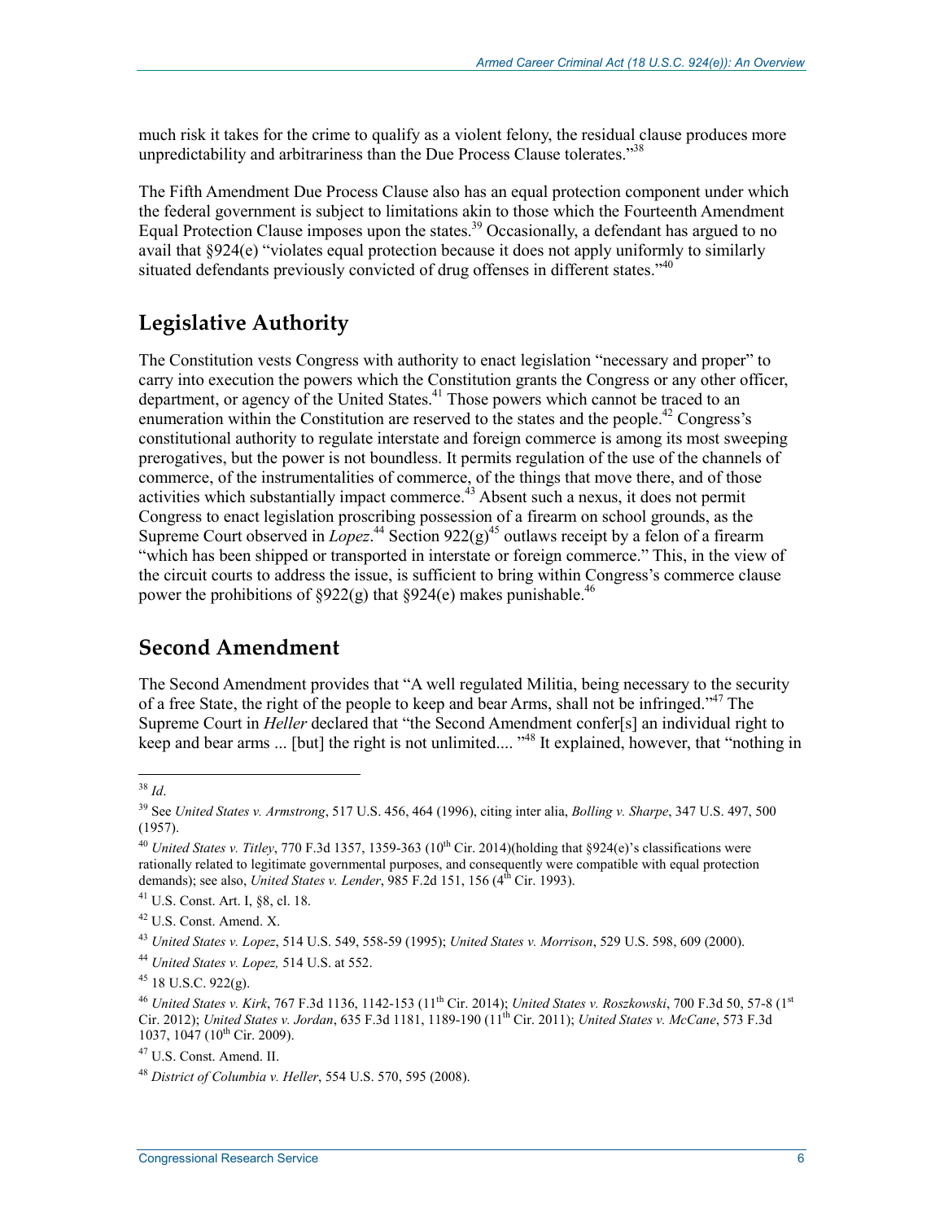much risk it takes for the crime to qualify as a violent felony, the residual clause produces more unpredictability and arbitrariness than the Due Process Clause tolerates."[38]

The Fifth Amendment Due Process Clause also has an equal protection component under which the federal government is subject to limitations akin to those which the Fourteenth Amendment Equal Protection Clause imposes upon the states.[39] Occasionally, a defendant has argued to no avail that §924(e) "violates equal protection because it does not apply uniformly to similarly situated defendants previously convicted of drug offenses in different states."[40]

## Legislative Authority

The Constitution vests Congress with authority to enact legislation "necessary and proper" to carry into execution the powers which the Constitution grants the Congress or any other officer, department, or agency of the United States.[41] Those powers which cannot be traced to an enumeration within the Constitution are reserved to the states and the people.[42] Congress's constitutional authority to regulate interstate and foreign commerce is among its most sweeping prerogatives, but the power is not boundless. It permits regulation of the use of the channels of commerce, of the instrumentalities of commerce, of the things that move there, and of those activities which substantially impact commerce.[43] Absent such a nexus, it does not permit Congress to enact legislation proscribing possession of a firearm on school grounds, as the Supreme Court observed in *Lopez*.[44] Section 922(g)[45] outlaws receipt by a felon of a firearm "which has been shipped or transported in interstate or foreign commerce." This, in the view of the circuit courts to address the issue, is sufficient to bring within Congress's commerce clause power the prohibitions of §922(g) that §924(e) makes punishable.[46]

## Second Amendment

The Second Amendment provides that "A well regulated Militia, being necessary to the security of a free State, the right of the people to keep and bear Arms, shall not be infringed."[47] The Supreme Court in *Heller* declared that "the Second Amendment confer[s] an individual right to keep and bear arms ... [but] the right is not unlimited.... "[48] It explained, however, that "nothing in

---

[38] *Id*.

[39] See *United States v. Armstrong*, 517 U.S. 456, 464 (1996), citing inter alia, *Bolling v. Sharpe*, 347 U.S. 497, 500 (1957).

[40] *United States v. Titley*, 770 F.3d 1357, 1359-363 (10th Cir. 2014)(holding that §924(e)'s classifications were rationally related to legitimate governmental purposes, and consequently were compatible with equal protection demands); see also, *United States v. Lender*, 985 F.2d 151, 156 (4th Cir. 1993).

[41] U.S. Const. Art. I, §8, cl. 18.

[42] U.S. Const. Amend. X.

[43] *United States v. Lopez*, 514 U.S. 549, 558-59 (1995); *United States v. Morrison*, 529 U.S. 598, 609 (2000).

[44] *United States v. Lopez,* 514 U.S. at 552.

[45] 18 U.S.C. 922(g).

[46] *United States v. Kirk*, 767 F.3d 1136, 1142-153 (11th Cir. 2014); *United States v. Roszkowski*, 700 F.3d 50, 57-8 (1st Cir. 2012); *United States v. Jordan*, 635 F.3d 1181, 1189-190 (11th Cir. 2011); *United States v. McCane*, 573 F.3d 1037, 1047 (10th Cir. 2009).

[47] U.S. Const. Amend. II.

[48] *District of Columbia v. Heller*, 554 U.S. 570, 595 (2008).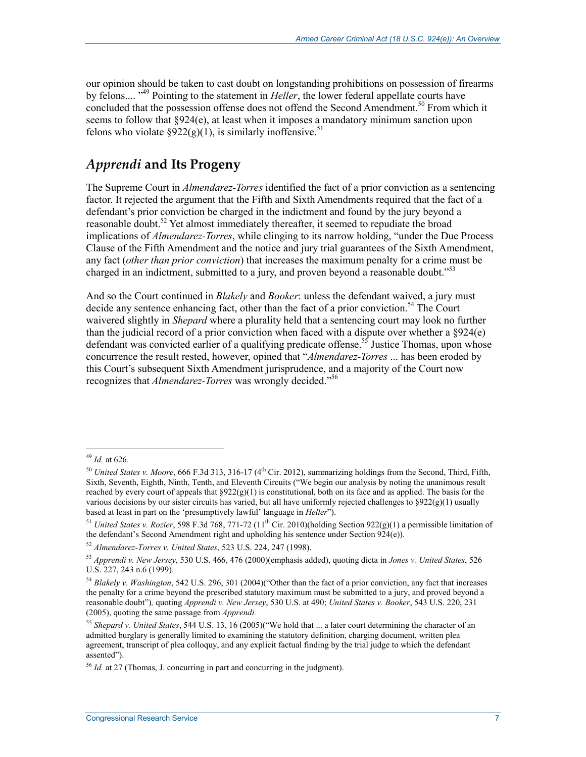our opinion should be taken to cast doubt on longstanding prohibitions on possession of firearms by felons.... "[49] Pointing to the statement in *Heller*, the lower federal appellate courts have concluded that the possession offense does not offend the Second Amendment.[50] From which it seems to follow that §924(e), at least when it imposes a mandatory minimum sanction upon felons who violate §922(g)(1), is similarly inoffensive.[51]

## *Apprendi* and Its Progeny

The Supreme Court in *Almendarez-Torres* identified the fact of a prior conviction as a sentencing factor. It rejected the argument that the Fifth and Sixth Amendments required that the fact of a defendant's prior conviction be charged in the indictment and found by the jury beyond a reasonable doubt.[52] Yet almost immediately thereafter, it seemed to repudiate the broad implications of *Almendarez-Torres*, while clinging to its narrow holding, "under the Due Process Clause of the Fifth Amendment and the notice and jury trial guarantees of the Sixth Amendment, any fact (*other than prior conviction*) that increases the maximum penalty for a crime must be charged in an indictment, submitted to a jury, and proven beyond a reasonable doubt."[53]

And so the Court continued in *Blakely* and *Booker*: unless the defendant waived, a jury must decide any sentence enhancing fact, other than the fact of a prior conviction.[54] The Court waivered slightly in *Shepard* where a plurality held that a sentencing court may look no further than the judicial record of a prior conviction when faced with a dispute over whether a §924(e) defendant was convicted earlier of a qualifying predicate offense.[55] Justice Thomas, upon whose concurrence the result rested, however, opined that "*Almendarez-Torres* ... has been eroded by this Court's subsequent Sixth Amendment jurisprudence, and a majority of the Court now recognizes that *Almendarez-Torres* was wrongly decided."[56]

---

[49] *Id.* at 626.

[50] *United States v. Moore*, 666 F.3d 313, 316-17 (4th Cir. 2012), summarizing holdings from the Second, Third, Fifth, Sixth, Seventh, Eighth, Ninth, Tenth, and Eleventh Circuits ("We begin our analysis by noting the unanimous result reached by every court of appeals that §922(g)(1) is constitutional, both on its face and as applied. The basis for the various decisions by our sister circuits has varied, but all have uniformly rejected challenges to §922(g)(1) usually based at least in part on the 'presumptively lawful' language in *Heller*").

[51] *United States v. Rozier*, 598 F.3d 768, 771-72 (11th Cir. 2010)(holding Section 922(g)(1) a permissible limitation of the defendant's Second Amendment right and upholding his sentence under Section 924(e)).

[52] *Almendarez-Torres v. United States*, 523 U.S. 224, 247 (1998).

[53] *Apprendi v. New Jersey*, 530 U.S. 466, 476 (2000)(emphasis added), quoting dicta in *Jones v. United States*, 526 U.S. 227, 243 n.6 (1999).

[54] *Blakely v. Washington*, 542 U.S. 296, 301 (2004)("Other than the fact of a prior conviction, any fact that increases the penalty for a crime beyond the prescribed statutory maximum must be submitted to a jury, and proved beyond a reasonable doubt"), quoting *Apprendi v. New Jersey*, 530 U.S. at 490; *United States v. Booker*, 543 U.S. 220, 231 (2005), quoting the same passage from *Apprendi.*

[55] *Shepard v. United States*, 544 U.S. 13, 16 (2005)("We hold that ... a later court determining the character of an admitted burglary is generally limited to examining the statutory definition, charging document, written plea agreement, transcript of plea colloquy, and any explicit factual finding by the trial judge to which the defendant assented").

[56] *Id.* at 27 (Thomas, J. concurring in part and concurring in the judgment).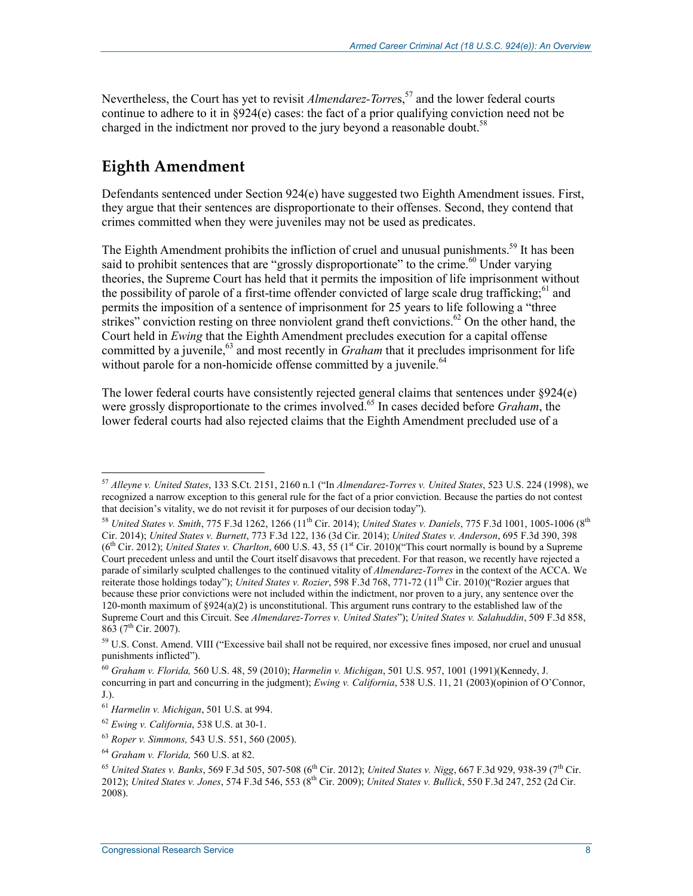Nevertheless, the Court has yet to revisit *Almendarez-Torre*s,[57] and the lower federal courts continue to adhere to it in §924(e) cases: the fact of a prior qualifying conviction need not be charged in the indictment nor proved to the jury beyond a reasonable doubt.[58]

## Eighth Amendment

Defendants sentenced under Section 924(e) have suggested two Eighth Amendment issues. First, they argue that their sentences are disproportionate to their offenses. Second, they contend that crimes committed when they were juveniles may not be used as predicates.

The Eighth Amendment prohibits the infliction of cruel and unusual punishments.[59] It has been said to prohibit sentences that are "grossly disproportionate" to the crime.[60] Under varying theories, the Supreme Court has held that it permits the imposition of life imprisonment without the possibility of parole of a first-time offender convicted of large scale drug trafficking;[61] and permits the imposition of a sentence of imprisonment for 25 years to life following a "three strikes" conviction resting on three nonviolent grand theft convictions.[62] On the other hand, the Court held in *Ewing* that the Eighth Amendment precludes execution for a capital offense committed by a juvenile,[63] and most recently in *Graham* that it precludes imprisonment for life without parole for a non-homicide offense committed by a juvenile.[64]

The lower federal courts have consistently rejected general claims that sentences under §924(e) were grossly disproportionate to the crimes involved.[65] In cases decided before *Graham*, the lower federal courts had also rejected claims that the Eighth Amendment precluded use of a

---

[57] *Alleyne v. United States*, 133 S.Ct. 2151, 2160 n.1 ("In *Almendarez-Torres v. United States*, 523 U.S. 224 (1998), we recognized a narrow exception to this general rule for the fact of a prior conviction. Because the parties do not contest that decision's vitality, we do not revisit it for purposes of our decision today").

[58] *United States v. Smith*, 775 F.3d 1262, 1266 (11th Cir. 2014); *United States v. Daniels*, 775 F.3d 1001, 1005-1006 (8th Cir. 2014); *United States v. Burnett*, 773 F.3d 122, 136 (3d Cir. 2014); *United States v. Anderson*, 695 F.3d 390, 398 (6th Cir. 2012); *United States v. Charlton*, 600 U.S. 43, 55 (1st Cir. 2010)("This court normally is bound by a Supreme Court precedent unless and until the Court itself disavows that precedent. For that reason, we recently have rejected a parade of similarly sculpted challenges to the continued vitality of *Almendarez-Torres* in the context of the ACCA. We reiterate those holdings today"); *United States v. Rozier*, 598 F.3d 768, 771-72 (11th Cir. 2010)("Rozier argues that because these prior convictions were not included within the indictment, nor proven to a jury, any sentence over the 120-month maximum of §924(a)(2) is unconstitutional. This argument runs contrary to the established law of the Supreme Court and this Circuit. See *Almendarez-Torres v. United States*"); *United States v. Salahuddin*, 509 F.3d 858, 863 (7th Cir. 2007).

[59] U.S. Const. Amend. VIII ("Excessive bail shall not be required, nor excessive fines imposed, nor cruel and unusual punishments inflicted").

[60] *Graham v. Florida,* 560 U.S. 48, 59 (2010); *Harmelin v. Michigan*, 501 U.S. 957, 1001 (1991)(Kennedy, J. concurring in part and concurring in the judgment); *Ewing v. California*, 538 U.S. 11, 21 (2003)(opinion of O'Connor, J.).

[61] *Harmelin v. Michigan*, 501 U.S. at 994.

[62] *Ewing v. California*, 538 U.S. at 30-1.

[63] *Roper v. Simmons,* 543 U.S. 551, 560 (2005).

[64] *Graham v. Florida,* 560 U.S. at 82.

[65] *United States v. Banks*, 569 F.3d 505, 507-508 (6th Cir. 2012); *United States v. Nigg*, 667 F.3d 929, 938-39 (7th Cir. 2012); *United States v. Jones*, 574 F.3d 546, 553 (8th Cir. 2009); *United States v. Bullick*, 550 F.3d 247, 252 (2d Cir. 2008).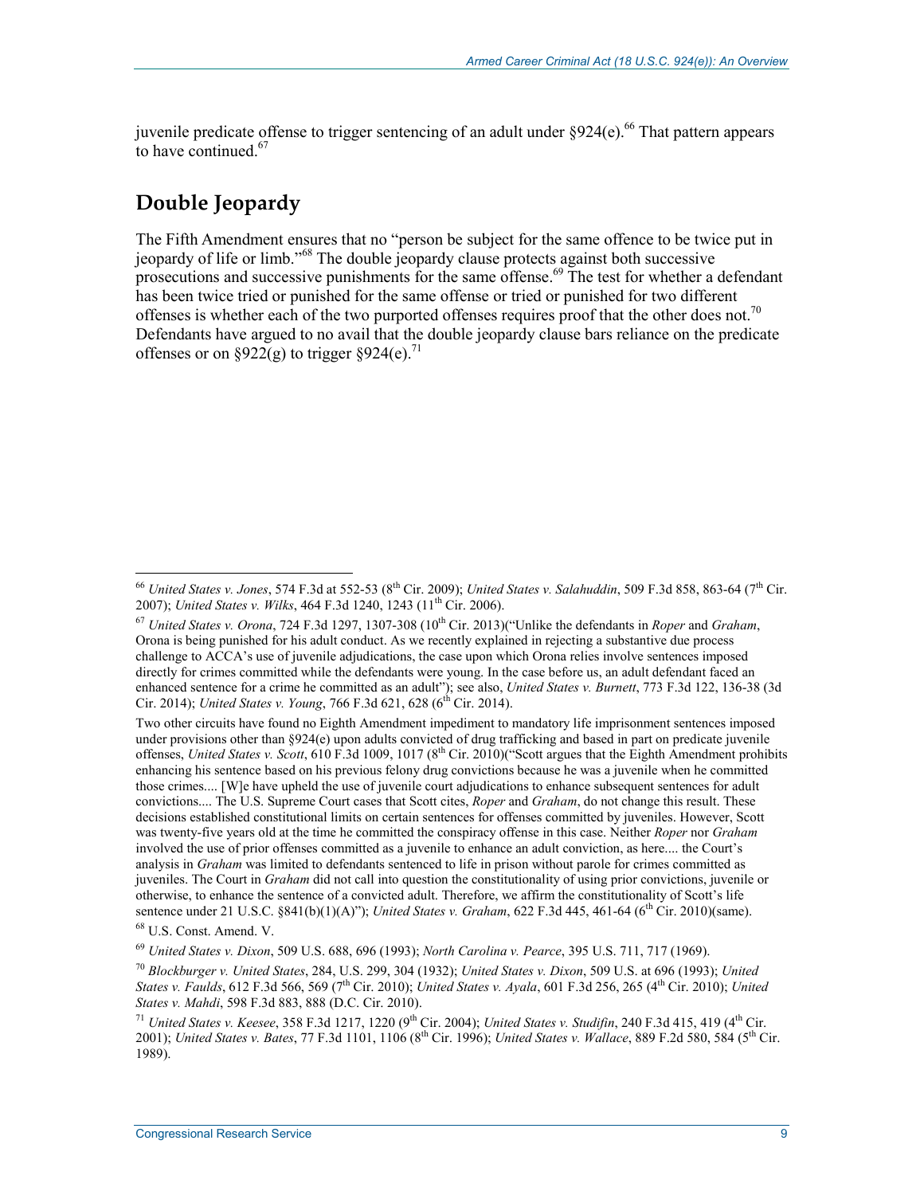juvenile predicate offense to trigger sentencing of an adult under §924(e).[66] That pattern appears to have continued.[67]

## Double Jeopardy

The Fifth Amendment ensures that no "person be subject for the same offence to be twice put in jeopardy of life or limb."[68] The double jeopardy clause protects against both successive prosecutions and successive punishments for the same offense.[69] The test for whether a defendant has been twice tried or punished for the same offense or tried or punished for two different offenses is whether each of the two purported offenses requires proof that the other does not.[70] Defendants have argued to no avail that the double jeopardy clause bars reliance on the predicate offenses or on §922(g) to trigger §924(e).[71]

---

[66] *United States v. Jones*, 574 F.3d at 552-53 (8th Cir. 2009); *United States v. Salahuddin*, 509 F.3d 858, 863-64 (7th Cir. 2007); *United States v. Wilks*, 464 F.3d 1240, 1243 (11th Cir. 2006).

[67] *United States v. Orona*, 724 F.3d 1297, 1307-308 (10th Cir. 2013)("Unlike the defendants in *Roper* and *Graham*, Orona is being punished for his adult conduct. As we recently explained in rejecting a substantive due process challenge to ACCA's use of juvenile adjudications, the case upon which Orona relies involve sentences imposed directly for crimes committed while the defendants were young. In the case before us, an adult defendant faced an enhanced sentence for a crime he committed as an adult"); see also, *United States v. Burnett*, 773 F.3d 122, 136-38 (3d Cir. 2014); *United States v. Young*, 766 F.3d 621, 628 (6th Cir. 2014).

Two other circuits have found no Eighth Amendment impediment to mandatory life imprisonment sentences imposed under provisions other than §924(e) upon adults convicted of drug trafficking and based in part on predicate juvenile offenses, *United States v. Scott*, 610 F.3d 1009, 1017 (8th Cir. 2010)("Scott argues that the Eighth Amendment prohibits enhancing his sentence based on his previous felony drug convictions because he was a juvenile when he committed those crimes.... [W]e have upheld the use of juvenile court adjudications to enhance subsequent sentences for adult convictions.... The U.S. Supreme Court cases that Scott cites, *Roper* and *Graham*, do not change this result. These decisions established constitutional limits on certain sentences for offenses committed by juveniles. However, Scott was twenty-five years old at the time he committed the conspiracy offense in this case. Neither *Roper* nor *Graham* involved the use of prior offenses committed as a juvenile to enhance an adult conviction, as here.... the Court's analysis in *Graham* was limited to defendants sentenced to life in prison without parole for crimes committed as juveniles. The Court in *Graham* did not call into question the constitutionality of using prior convictions, juvenile or otherwise, to enhance the sentence of a convicted adult. Therefore, we affirm the constitutionality of Scott's life sentence under 21 U.S.C. §841(b)(1)(A)"); *United States v. Graham*, 622 F.3d 445, 461-64 (6th Cir. 2010)(same).

[68] U.S. Const. Amend. V.

[69] *United States v. Dixon*, 509 U.S. 688, 696 (1993); *North Carolina v. Pearce*, 395 U.S. 711, 717 (1969).

[70] *Blockburger v. United States*, 284, U.S. 299, 304 (1932); *United States v. Dixon*, 509 U.S. at 696 (1993); *United States v. Faulds*, 612 F.3d 566, 569 (7th Cir. 2010); *United States v. Ayala*, 601 F.3d 256, 265 (4th Cir. 2010); *United States v. Mahdi*, 598 F.3d 883, 888 (D.C. Cir. 2010).

[71] *United States v. Keesee*, 358 F.3d 1217, 1220 (9th Cir. 2004); *United States v. Studifin*, 240 F.3d 415, 419 (4th Cir. 2001); *United States v. Bates*, 77 F.3d 1101, 1106 (8th Cir. 1996); *United States v. Wallace*, 889 F.2d 580, 584 (5th Cir. 1989).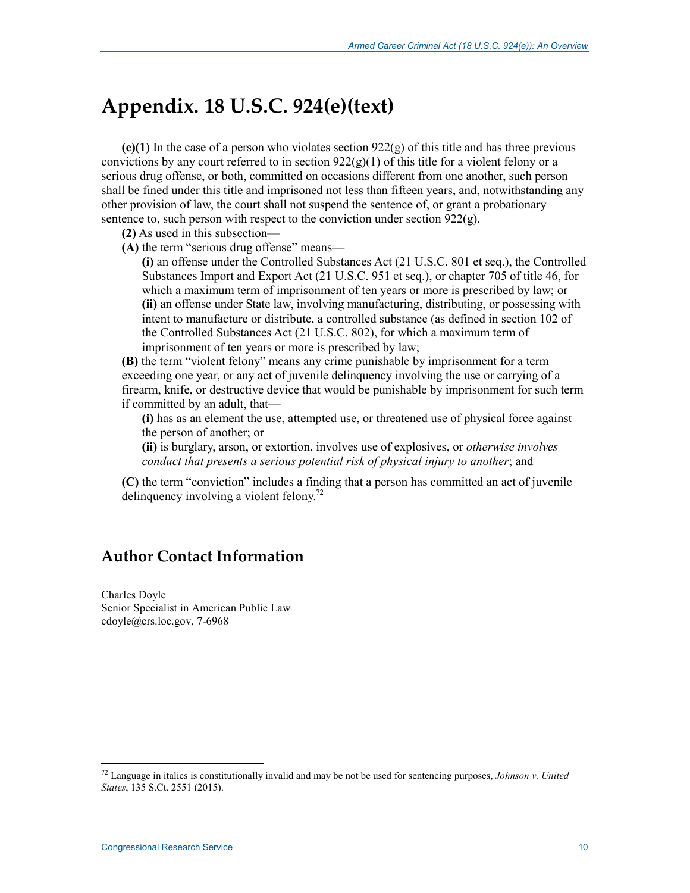# Appendix. 18 U.S.C. 924(e)(text)

**(e)(1)** In the case of a person who violates section 922(g) of this title and has three previous convictions by any court referred to in section 922(g)(1) of this title for a violent felony or a serious drug offense, or both, committed on occasions different from one another, such person shall be fined under this title and imprisoned not less than fifteen years, and, notwithstanding any other provision of law, the court shall not suspend the sentence of, or grant a probationary sentence to, such person with respect to the conviction under section 922(g).

**(2)** As used in this subsection—

**(A)** the term "serious drug offense" means—

**(i)** an offense under the Controlled Substances Act (21 U.S.C. 801 et seq.), the Controlled Substances Import and Export Act (21 U.S.C. 951 et seq.), or chapter 705 of title 46, for which a maximum term of imprisonment of ten years or more is prescribed by law; or

**(ii)** an offense under State law, involving manufacturing, distributing, or possessing with intent to manufacture or distribute, a controlled substance (as defined in section 102 of the Controlled Substances Act (21 U.S.C. 802), for which a maximum term of imprisonment of ten years or more is prescribed by law;

**(B)** the term "violent felony" means any crime punishable by imprisonment for a term exceeding one year, or any act of juvenile delinquency involving the use or carrying of a firearm, knife, or destructive device that would be punishable by imprisonment for such term if committed by an adult, that—

**(i)** has as an element the use, attempted use, or threatened use of physical force against the person of another; or

**(ii)** is burglary, arson, or extortion, involves use of explosives, or *otherwise involves conduct that presents a serious potential risk of physical injury to another*; and

**(C)** the term "conviction" includes a finding that a person has committed an act of juvenile delinquency involving a violent felony.[72]

## Author Contact Information

Charles Doyle
Senior Specialist in American Public Law
cdoyle@crs.loc.gov, 7-6968

---

[72] Language in italics is constitutionally invalid and may be not be used for sentencing purposes, *Johnson v. United States*, 135 S.Ct. 2551 (2015).